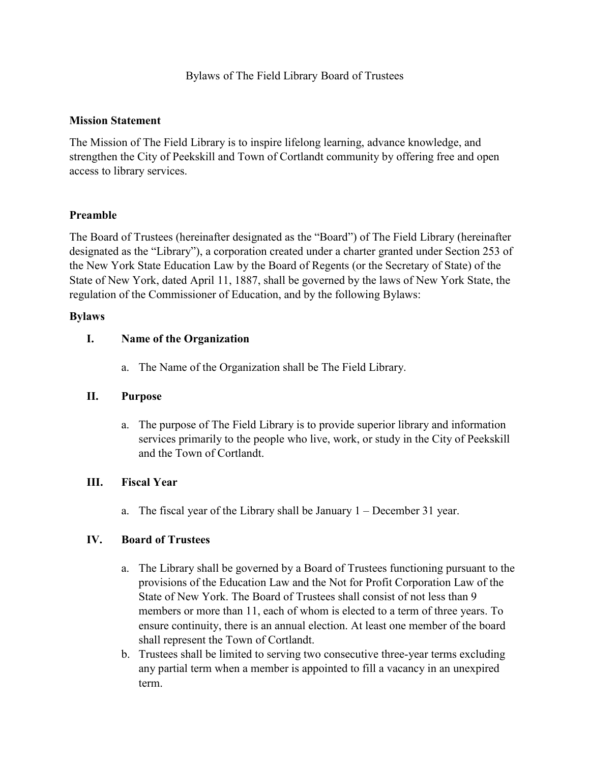# Bylaws of The Field Library Board of Trustees

**Mission Statement**

The Mission of The Field Library is to inspire lifelong learning, advance knowledge, and strengthen the City of Peekskill and Town of Cortlandt community by offering free and open access to library services.

**Preamble**

The Board of Trustees (hereinafter designated as the "Board") of The Field Library (hereinafter designated as the "Library"), a corporation created under a charter granted under Section 253 of the New York State Education Law by the Board of Regents (or the Secretary of State) of the State of New York, dated April 11, 1887, shall be governed by the laws of New York State, the regulation of the Commissioner of Education, and by the following Bylaws:

**Bylaws**

## I. Name of the Organization

a. The Name of the Organization shall be The Field Library.

## II. Purpose

a. The purpose of The Field Library is to provide superior library and information services primarily to the people who live, work, or study in the City of Peekskill and the Town of Cortlandt.

## III. Fiscal Year

a. The fiscal year of the Library shall be January 1 – December 31 year.

## IV. Board of Trustees

a. The Library shall be governed by a Board of Trustees functioning pursuant to the provisions of the Education Law and the Not for Profit Corporation Law of the State of New York. The Board of Trustees shall consist of not less than 9 members or more than 11, each of whom is elected to a term of three years. To ensure continuity, there is an annual election. At least one member of the board shall represent the Town of Cortlandt.
b. Trustees shall be limited to serving two consecutive three-year terms excluding any partial term when a member is appointed to fill a vacancy in an unexpired term.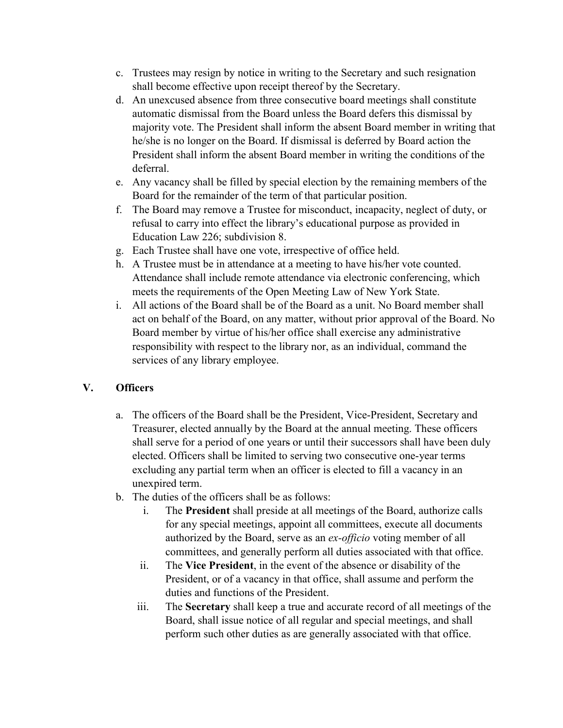c. Trustees may resign by notice in writing to the Secretary and such resignation shall become effective upon receipt thereof by the Secretary.
d. An unexcused absence from three consecutive board meetings shall constitute automatic dismissal from the Board unless the Board defers this dismissal by majority vote. The President shall inform the absent Board member in writing that he/she is no longer on the Board. If dismissal is deferred by Board action the President shall inform the absent Board member in writing the conditions of the deferral.
e. Any vacancy shall be filled by special election by the remaining members of the Board for the remainder of the term of that particular position.
f. The Board may remove a Trustee for misconduct, incapacity, neglect of duty, or refusal to carry into effect the library's educational purpose as provided in Education Law 226; subdivision 8.
g. Each Trustee shall have one vote, irrespective of office held.
h. A Trustee must be in attendance at a meeting to have his/her vote counted. Attendance shall include remote attendance via electronic conferencing, which meets the requirements of the Open Meeting Law of New York State.
i. All actions of the Board shall be of the Board as a unit. No Board member shall act on behalf of the Board, on any matter, without prior approval of the Board. No Board member by virtue of his/her office shall exercise any administrative responsibility with respect to the library nor, as an individual, command the services of any library employee.

## V. Officers

a. The officers of the Board shall be the President, Vice-President, Secretary and Treasurer, elected annually by the Board at the annual meeting. These officers shall serve for a period of one years or until their successors shall have been duly elected. Officers shall be limited to serving two consecutive one-year terms excluding any partial term when an officer is elected to fill a vacancy in an unexpired term.
b. The duties of the officers shall be as follows:
    i. The **President** shall preside at all meetings of the Board, authorize calls for any special meetings, appoint all committees, execute all documents authorized by the Board, serve as an *ex-officio* voting member of all committees, and generally perform all duties associated with that office.
    ii. The **Vice President**, in the event of the absence or disability of the President, or of a vacancy in that office, shall assume and perform the duties and functions of the President.
    iii. The **Secretary** shall keep a true and accurate record of all meetings of the Board, shall issue notice of all regular and special meetings, and shall perform such other duties as are generally associated with that office.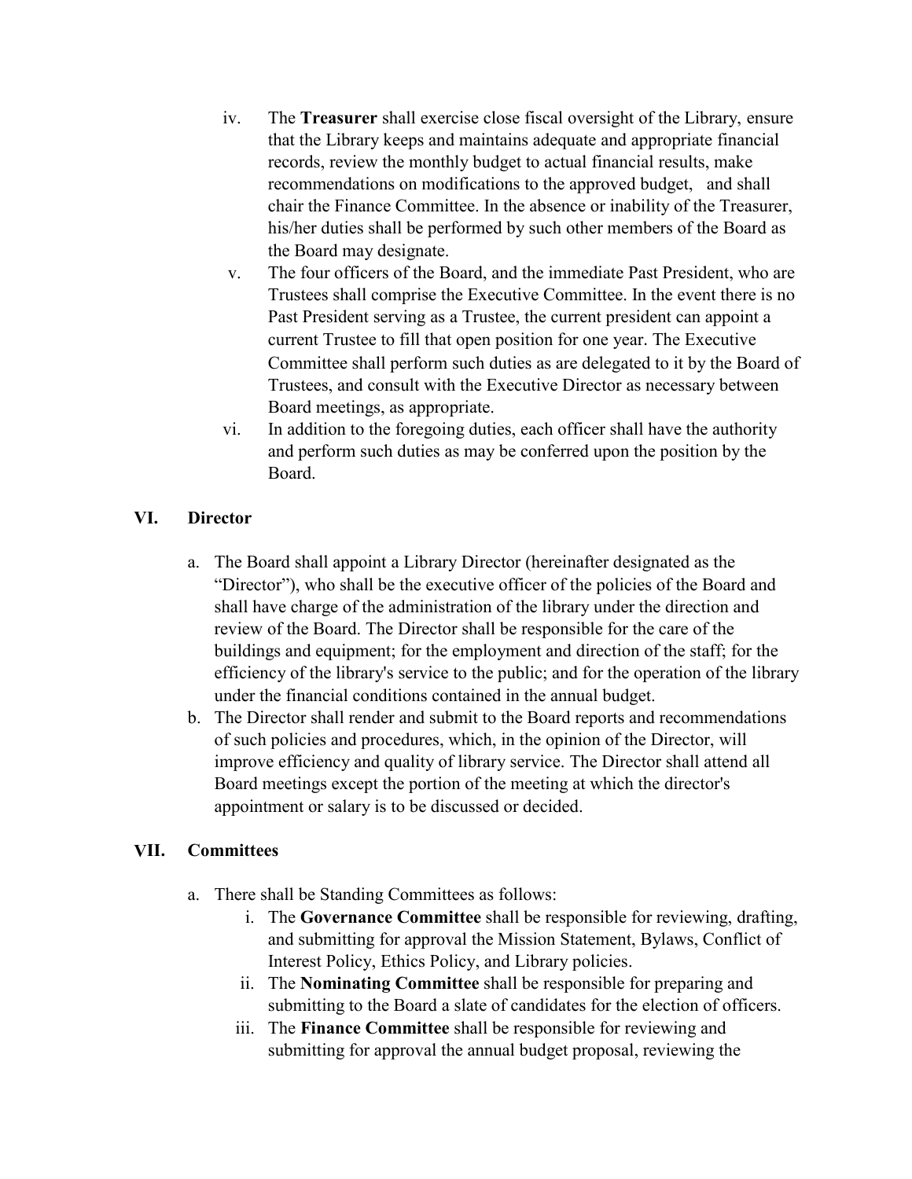iv. The **Treasurer** shall exercise close fiscal oversight of the Library, ensure that the Library keeps and maintains adequate and appropriate financial records, review the monthly budget to actual financial results, make recommendations on modifications to the approved budget, and shall chair the Finance Committee. In the absence or inability of the Treasurer, his/her duties shall be performed by such other members of the Board as the Board may designate.

v. The four officers of the Board, and the immediate Past President, who are Trustees shall comprise the Executive Committee. In the event there is no Past President serving as a Trustee, the current president can appoint a current Trustee to fill that open position for one year. The Executive Committee shall perform such duties as are delegated to it by the Board of Trustees, and consult with the Executive Director as necessary between Board meetings, as appropriate.

vi. In addition to the foregoing duties, each officer shall have the authority and perform such duties as may be conferred upon the position by the Board.

## VI. Director

a. The Board shall appoint a Library Director (hereinafter designated as the "Director"), who shall be the executive officer of the policies of the Board and shall have charge of the administration of the library under the direction and review of the Board. The Director shall be responsible for the care of the buildings and equipment; for the employment and direction of the staff; for the efficiency of the library's service to the public; and for the operation of the library under the financial conditions contained in the annual budget.

b. The Director shall render and submit to the Board reports and recommendations of such policies and procedures, which, in the opinion of the Director, will improve efficiency and quality of library service. The Director shall attend all Board meetings except the portion of the meeting at which the director's appointment or salary is to be discussed or decided.

## VII. Committees

a. There shall be Standing Committees as follows:

    i. The **Governance Committee** shall be responsible for reviewing, drafting, and submitting for approval the Mission Statement, Bylaws, Conflict of Interest Policy, Ethics Policy, and Library policies.

    ii. The **Nominating Committee** shall be responsible for preparing and submitting to the Board a slate of candidates for the election of officers.

    iii. The **Finance Committee** shall be responsible for reviewing and submitting for approval the annual budget proposal, reviewing the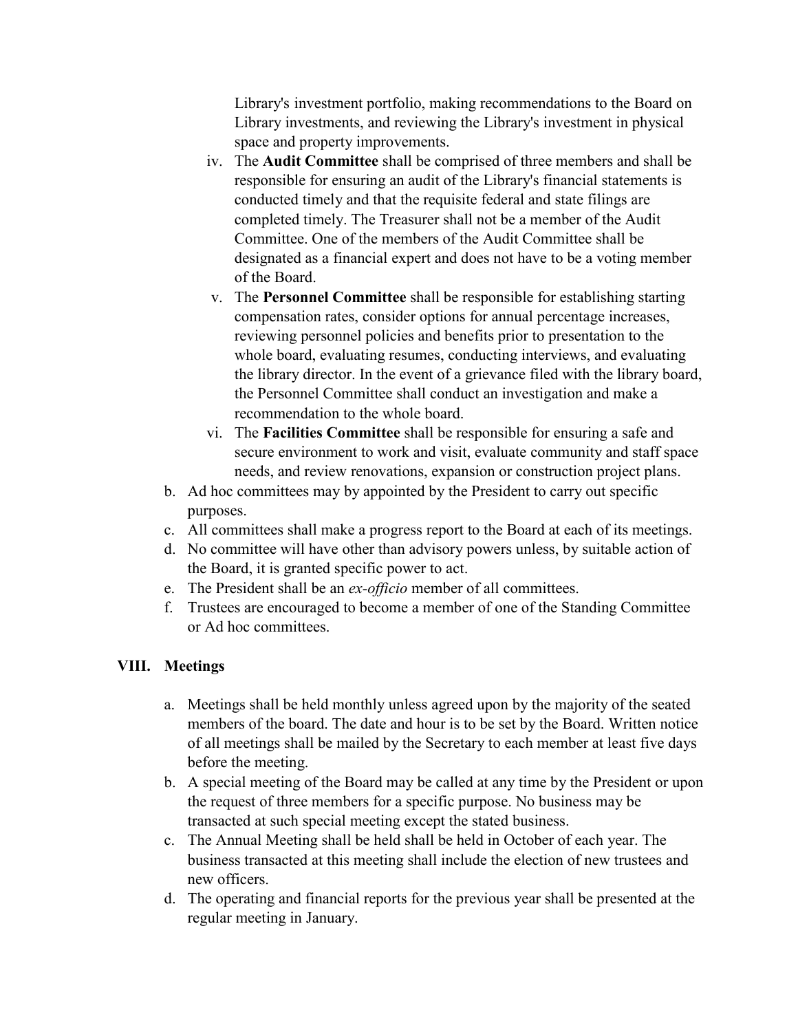Library's investment portfolio, making recommendations to the Board on Library investments, and reviewing the Library's investment in physical space and property improvements.

iv. The **Audit Committee** shall be comprised of three members and shall be responsible for ensuring an audit of the Library's financial statements is conducted timely and that the requisite federal and state filings are completed timely. The Treasurer shall not be a member of the Audit Committee. One of the members of the Audit Committee shall be designated as a financial expert and does not have to be a voting member of the Board.

v. The **Personnel Committee** shall be responsible for establishing starting compensation rates, consider options for annual percentage increases, reviewing personnel policies and benefits prior to presentation to the whole board, evaluating resumes, conducting interviews, and evaluating the library director. In the event of a grievance filed with the library board, the Personnel Committee shall conduct an investigation and make a recommendation to the whole board.

vi. The **Facilities Committee** shall be responsible for ensuring a safe and secure environment to work and visit, evaluate community and staff space needs, and review renovations, expansion or construction project plans.

b. Ad hoc committees may by appointed by the President to carry out specific purposes.

c. All committees shall make a progress report to the Board at each of its meetings.

d. No committee will have other than advisory powers unless, by suitable action of the Board, it is granted specific power to act.

e. The President shall be an *ex-officio* member of all committees.

f. Trustees are encouraged to become a member of one of the Standing Committee or Ad hoc committees.

## VIII. Meetings

a. Meetings shall be held monthly unless agreed upon by the majority of the seated members of the board. The date and hour is to be set by the Board. Written notice of all meetings shall be mailed by the Secretary to each member at least five days before the meeting.

b. A special meeting of the Board may be called at any time by the President or upon the request of three members for a specific purpose. No business may be transacted at such special meeting except the stated business.

c. The Annual Meeting shall be held shall be held in October of each year. The business transacted at this meeting shall include the election of new trustees and new officers.

d. The operating and financial reports for the previous year shall be presented at the regular meeting in January.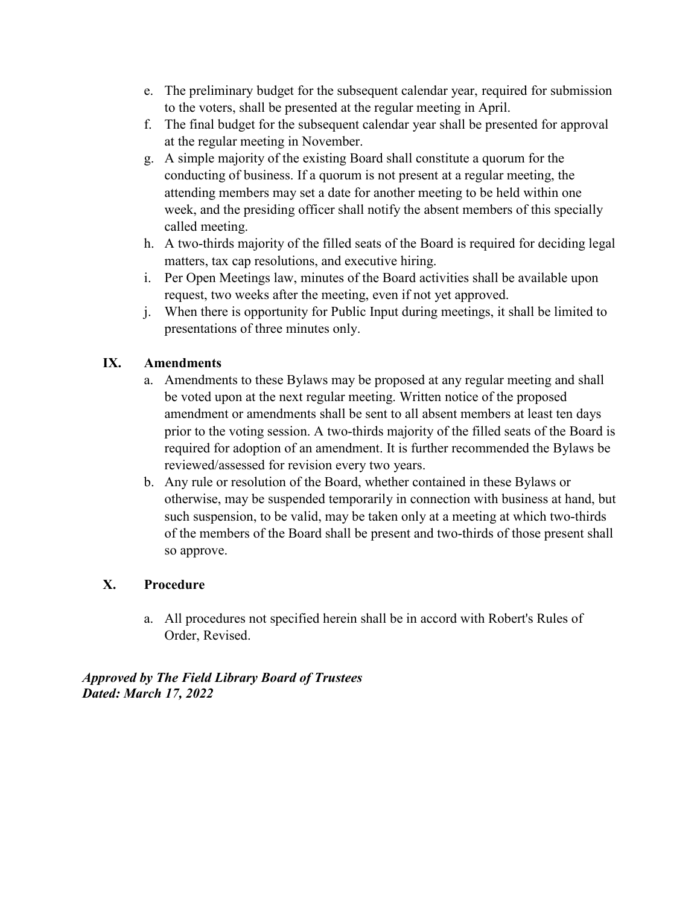e. The preliminary budget for the subsequent calendar year, required for submission to the voters, shall be presented at the regular meeting in April.
f. The final budget for the subsequent calendar year shall be presented for approval at the regular meeting in November.
g. A simple majority of the existing Board shall constitute a quorum for the conducting of business. If a quorum is not present at a regular meeting, the attending members may set a date for another meeting to be held within one week, and the presiding officer shall notify the absent members of this specially called meeting.
h. A two-thirds majority of the filled seats of the Board is required for deciding legal matters, tax cap resolutions, and executive hiring.
i. Per Open Meetings law, minutes of the Board activities shall be available upon request, two weeks after the meeting, even if not yet approved.
j. When there is opportunity for Public Input during meetings, it shall be limited to presentations of three minutes only.

## IX. Amendments

a. Amendments to these Bylaws may be proposed at any regular meeting and shall be voted upon at the next regular meeting. Written notice of the proposed amendment or amendments shall be sent to all absent members at least ten days prior to the voting session. A two-thirds majority of the filled seats of the Board is required for adoption of an amendment. It is further recommended the Bylaws be reviewed/assessed for revision every two years.
b. Any rule or resolution of the Board, whether contained in these Bylaws or otherwise, may be suspended temporarily in connection with business at hand, but such suspension, to be valid, may be taken only at a meeting at which two-thirds of the members of the Board shall be present and two-thirds of those present shall so approve.

## X. Procedure

a. All procedures not specified herein shall be in accord with Robert's Rules of Order, Revised.

***Approved by The Field Library Board of Trustees***
***Dated: March 17, 2022***